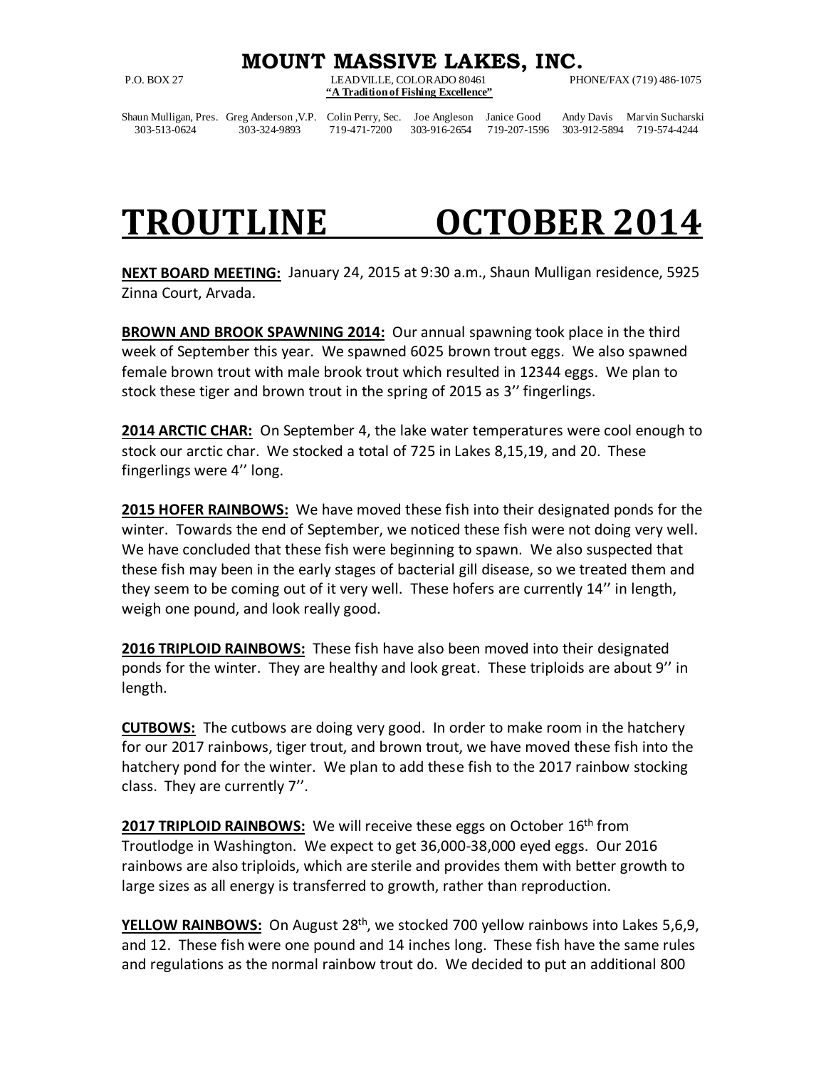# MOUNT MASSIVE LAKES, INC.

P.O. BOX 27 LEADVILLE, COLORADO 80461 PHONE/FAX (719) 486-1075

**"A Tradition of Fishing Excellence"**

| Shaun Mulligan, Pres. | Greg Anderson ,V.P. | Colin Perry, Sec. | Joe Angleson | Janice Good | Andy Davis | Marvin Sucharski |
|---|---|---|---|---|---|---|
| 303-513-0624 | 303-324-9893 | 719-471-7200 | 303-916-2654 | 719-207-1596 | 303-912-5894 | 719-574-4244 |

# TROUTLINE OCTOBER 2014

**NEXT BOARD MEETING:** January 24, 2015 at 9:30 a.m., Shaun Mulligan residence, 5925 Zinna Court, Arvada.

**BROWN AND BROOK SPAWNING 2014:** Our annual spawning took place in the third week of September this year. We spawned 6025 brown trout eggs. We also spawned female brown trout with male brook trout which resulted in 12344 eggs. We plan to stock these tiger and brown trout in the spring of 2015 as 3'' fingerlings.

**2014 ARCTIC CHAR:** On September 4, the lake water temperatures were cool enough to stock our arctic char. We stocked a total of 725 in Lakes 8,15,19, and 20. These fingerlings were 4'' long.

**2015 HOFER RAINBOWS:** We have moved these fish into their designated ponds for the winter. Towards the end of September, we noticed these fish were not doing very well. We have concluded that these fish were beginning to spawn. We also suspected that these fish may been in the early stages of bacterial gill disease, so we treated them and they seem to be coming out of it very well. These hofers are currently 14'' in length, weigh one pound, and look really good.

**2016 TRIPLOID RAINBOWS:** These fish have also been moved into their designated ponds for the winter. They are healthy and look great. These triploids are about 9'' in length.

**CUTBOWS:** The cutbows are doing very good. In order to make room in the hatchery for our 2017 rainbows, tiger trout, and brown trout, we have moved these fish into the hatchery pond for the winter. We plan to add these fish to the 2017 rainbow stocking class. They are currently 7''.

**2017 TRIPLOID RAINBOWS:** We will receive these eggs on October 16th from Troutlodge in Washington. We expect to get 36,000-38,000 eyed eggs. Our 2016 rainbows are also triploids, which are sterile and provides them with better growth to large sizes as all energy is transferred to growth, rather than reproduction.

**YELLOW RAINBOWS:** On August 28th, we stocked 700 yellow rainbows into Lakes 5,6,9, and 12. These fish were one pound and 14 inches long. These fish have the same rules and regulations as the normal rainbow trout do. We decided to put an additional 800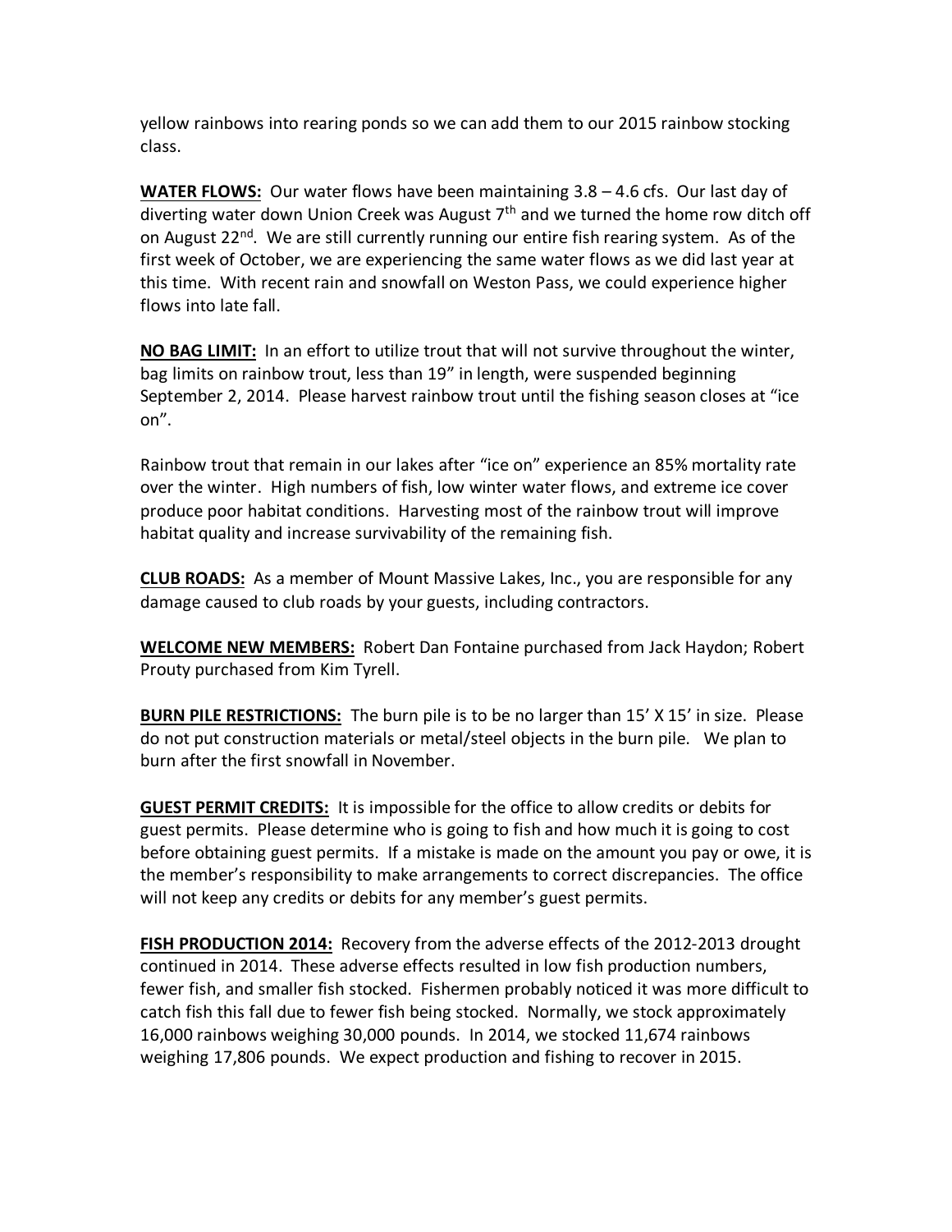yellow rainbows into rearing ponds so we can add them to our 2015 rainbow stocking class.

**WATER FLOWS:** Our water flows have been maintaining 3.8 – 4.6 cfs. Our last day of diverting water down Union Creek was August 7th and we turned the home row ditch off on August 22nd. We are still currently running our entire fish rearing system. As of the first week of October, we are experiencing the same water flows as we did last year at this time. With recent rain and snowfall on Weston Pass, we could experience higher flows into late fall.

**NO BAG LIMIT:** In an effort to utilize trout that will not survive throughout the winter, bag limits on rainbow trout, less than 19" in length, were suspended beginning September 2, 2014. Please harvest rainbow trout until the fishing season closes at "ice on".

Rainbow trout that remain in our lakes after "ice on" experience an 85% mortality rate over the winter. High numbers of fish, low winter water flows, and extreme ice cover produce poor habitat conditions. Harvesting most of the rainbow trout will improve habitat quality and increase survivability of the remaining fish.

**CLUB ROADS:** As a member of Mount Massive Lakes, Inc., you are responsible for any damage caused to club roads by your guests, including contractors.

**WELCOME NEW MEMBERS:** Robert Dan Fontaine purchased from Jack Haydon; Robert Prouty purchased from Kim Tyrell.

**BURN PILE RESTRICTIONS:** The burn pile is to be no larger than 15' X 15' in size. Please do not put construction materials or metal/steel objects in the burn pile. We plan to burn after the first snowfall in November.

**GUEST PERMIT CREDITS:** It is impossible for the office to allow credits or debits for guest permits. Please determine who is going to fish and how much it is going to cost before obtaining guest permits. If a mistake is made on the amount you pay or owe, it is the member's responsibility to make arrangements to correct discrepancies. The office will not keep any credits or debits for any member's guest permits.

**FISH PRODUCTION 2014:** Recovery from the adverse effects of the 2012-2013 drought continued in 2014. These adverse effects resulted in low fish production numbers, fewer fish, and smaller fish stocked. Fishermen probably noticed it was more difficult to catch fish this fall due to fewer fish being stocked. Normally, we stock approximately 16,000 rainbows weighing 30,000 pounds. In 2014, we stocked 11,674 rainbows weighing 17,806 pounds. We expect production and fishing to recover in 2015.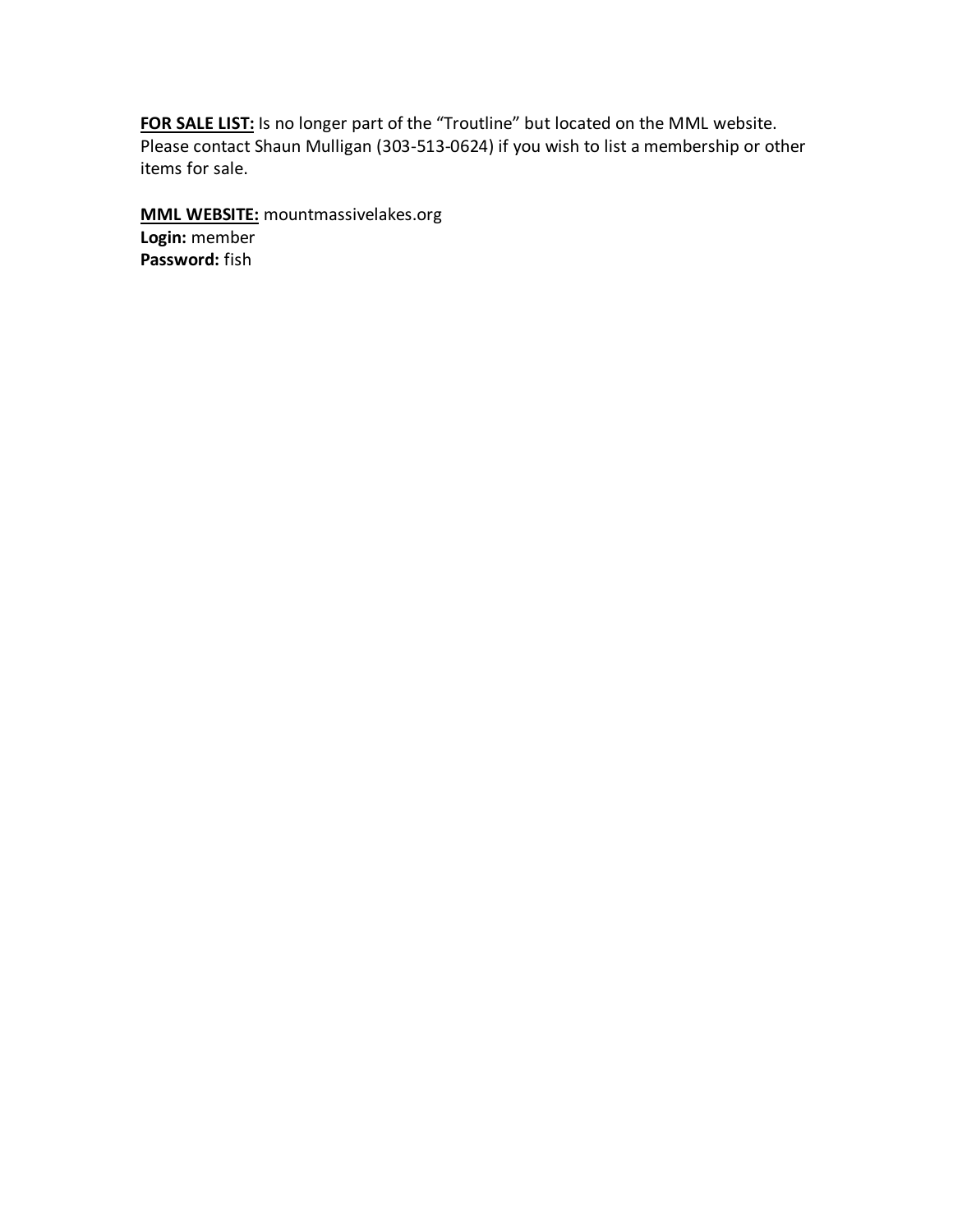**<u>FOR SALE LIST:</u>** Is no longer part of the "Troutline" but located on the MML website. Please contact Shaun Mulligan (303-513-0624) if you wish to list a membership or other items for sale.

**<u>MML WEBSITE:</u>** mountmassivelakes.org
**Login:** member
**Password:** fish